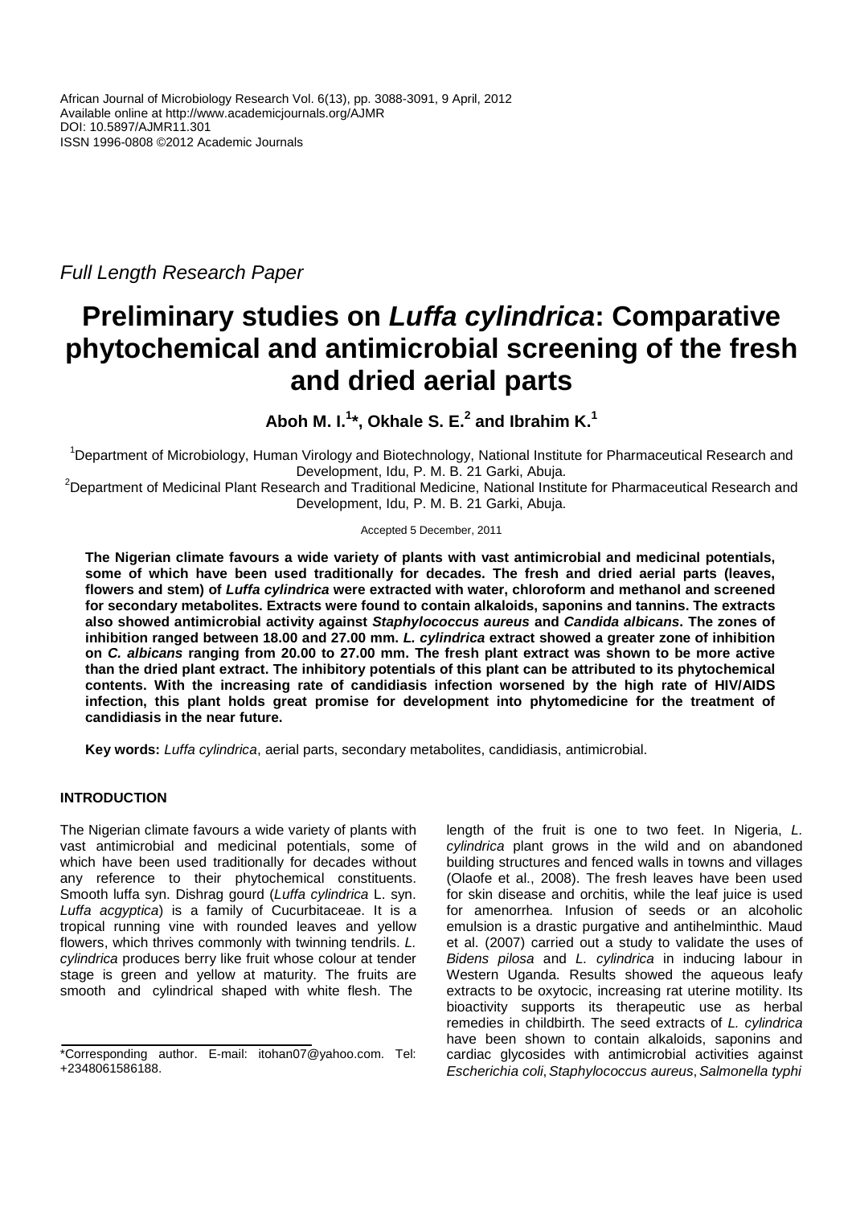Full Length Research Paper

# Preliminary studies on *Luffa cylindrica*: Comparative phytochemical and antimicrobial screening of the fresh and dried aerial parts

**Aboh M. I.[1]*, Okhale S. E.[2] and Ibrahim K.[1]**

[1]Department of Microbiology, Human Virology and Biotechnology, National Institute for Pharmaceutical Research and Development, Idu, P. M. B. 21 Garki, Abuja.

[2]Department of Medicinal Plant Research and Traditional Medicine, National Institute for Pharmaceutical Research and Development, Idu, P. M. B. 21 Garki, Abuja.

Accepted 5 December, 2011

**The Nigerian climate favours a wide variety of plants with vast antimicrobial and medicinal potentials, some of which have been used traditionally for decades. The fresh and dried aerial parts (leaves, flowers and stem) of *Luffa cylindrica* were extracted with water, chloroform and methanol and screened for secondary metabolites. Extracts were found to contain alkaloids, saponins and tannins. The extracts also showed antimicrobial activity against *Staphylococcus aureus* and *Candida albicans*. The zones of inhibition ranged between 18.00 and 27.00 mm. *L. cylindrica* extract showed a greater zone of inhibition on *C. albicans* ranging from 20.00 to 27.00 mm. The fresh plant extract was shown to be more active than the dried plant extract. The inhibitory potentials of this plant can be attributed to its phytochemical contents. With the increasing rate of candidiasis infection worsened by the high rate of HIV/AIDS infection, this plant holds great promise for development into phytomedicine for the treatment of candidiasis in the near future.**

**Key words:** *Luffa cylindrica*, aerial parts, secondary metabolites, candidiasis, antimicrobial.

## INTRODUCTION

The Nigerian climate favours a wide variety of plants with vast antimicrobial and medicinal potentials, some of which have been used traditionally for decades without any reference to their phytochemical constituents. Smooth luffa syn. Dishrag gourd (*Luffa cylindrica* L. syn. *Luffa acgyptica*) is a family of Cucurbitaceae. It is a tropical running vine with rounded leaves and yellow flowers, which thrives commonly with twinning tendrils. *L. cylindrica* produces berry like fruit whose colour at tender stage is green and yellow at maturity. The fruits are smooth and cylindrical shaped with white flesh. The length of the fruit is one to two feet. In Nigeria, *L. cylindrica* plant grows in the wild and on abandoned building structures and fenced walls in towns and villages (Olaofe et al., 2008). The fresh leaves have been used for skin disease and orchitis, while the leaf juice is used for amenorrhea. Infusion of seeds or an alcoholic emulsion is a drastic purgative and antihelminthic. Maud et al. (2007) carried out a study to validate the uses of *Bidens pilosa* and *L. cylindrica* in inducing labour in Western Uganda. Results showed the aqueous leafy extracts to be oxytocic, increasing rat uterine motility. Its bioactivity supports its therapeutic use as herbal remedies in childbirth. The seed extracts of *L. cylindrica* have been shown to contain alkaloids, saponins and cardiac glycosides with antimicrobial activities against *Escherichia coli*, *Staphylococcus aureus*, *Salmonella typhi*

*Corresponding author. E-mail: itohan07@yahoo.com. Tel: +2348061586188.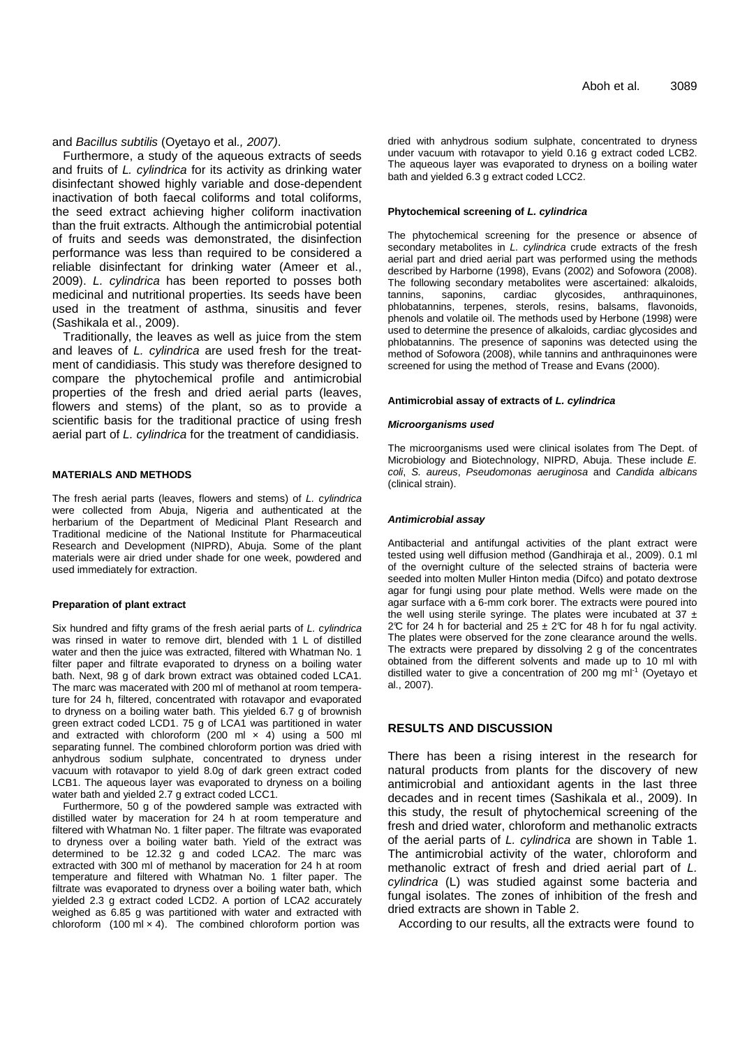and *Bacillus subtilis* (Oyetayo et al*., 2007)*.

Furthermore, a study of the aqueous extracts of seeds and fruits of *L. cylindrica* for its activity as drinking water disinfectant showed highly variable and dose-dependent inactivation of both faecal coliforms and total coliforms, the seed extract achieving higher coliform inactivation than the fruit extracts. Although the antimicrobial potential of fruits and seeds was demonstrated, the disinfection performance was less than required to be considered a reliable disinfectant for drinking water (Ameer et al., 2009). *L. cylindrica* has been reported to posses both medicinal and nutritional properties. Its seeds have been used in the treatment of asthma, sinusitis and fever (Sashikala et al., 2009).

Traditionally, the leaves as well as juice from the stem and leaves of *L. cylindrica* are used fresh for the treatment of candidiasis. This study was therefore designed to compare the phytochemical profile and antimicrobial properties of the fresh and dried aerial parts (leaves, flowers and stems) of the plant, so as to provide a scientific basis for the traditional practice of using fresh aerial part of *L. cylindrica* for the treatment of candidiasis.

## MATERIALS AND METHODS

The fresh aerial parts (leaves, flowers and stems) of *L. cylindrica* were collected from Abuja, Nigeria and authenticated at the herbarium of the Department of Medicinal Plant Research and Traditional medicine of the National Institute for Pharmaceutical Research and Development (NIPRD), Abuja. Some of the plant materials were air dried under shade for one week, powdered and used immediately for extraction.

### Preparation of plant extract

Six hundred and fifty grams of the fresh aerial parts of *L. cylindrica* was rinsed in water to remove dirt, blended with 1 L of distilled water and then the juice was extracted, filtered with Whatman No. 1 filter paper and filtrate evaporated to dryness on a boiling water bath. Next, 98 g of dark brown extract was obtained coded LCA1. The marc was macerated with 200 ml of methanol at room temperature for 24 h, filtered, concentrated with rotavapor and evaporated to dryness on a boiling water bath. This yielded 6.7 g of brownish green extract coded LCD1. 75 g of LCA1 was partitioned in water and extracted with chloroform (200 ml × 4) using a 500 ml separating funnel. The combined chloroform portion was dried with anhydrous sodium sulphate, concentrated to dryness under vacuum with rotavapor to yield 8.0g of dark green extract coded LCB1. The aqueous layer was evaporated to dryness on a boiling water bath and yielded 2.7 g extract coded LCC1.

Furthermore, 50 g of the powdered sample was extracted with distilled water by maceration for 24 h at room temperature and filtered with Whatman No. 1 filter paper. The filtrate was evaporated to dryness over a boiling water bath. Yield of the extract was determined to be 12.32 g and coded LCA2. The marc was extracted with 300 ml of methanol by maceration for 24 h at room temperature and filtered with Whatman No. 1 filter paper. The filtrate was evaporated to dryness over a boiling water bath, which yielded 2.3 g extract coded LCD2. A portion of LCA2 accurately weighed as 6.85 g was partitioned with water and extracted with chloroform (100 ml × 4). The combined chloroform portion was dried with anhydrous sodium sulphate, concentrated to dryness under vacuum with rotavapor to yield 0.16 g extract coded LCB2. The aqueous layer was evaporated to dryness on a boiling water bath and yielded 6.3 g extract coded LCC2.

### Phytochemical screening of *L. cylindrica*

The phytochemical screening for the presence or absence of secondary metabolites in *L. cylindrica* crude extracts of the fresh aerial part and dried aerial part was performed using the methods described by Harborne (1998), Evans (2002) and Sofowora (2008). The following secondary metabolites were ascertained: alkaloids, tannins, saponins, cardiac glycosides, anthraquinones, phlobatannins, terpenes, sterols, resins, balsams, flavonoids, phenols and volatile oil. The methods used by Herbone (1998) were used to determine the presence of alkaloids, cardiac glycosides and phlobatannins. The presence of saponins was detected using the method of Sofowora (2008), while tannins and anthraquinones were screened for using the method of Trease and Evans (2000).

### Antimicrobial assay of extracts of *L. cylindrica*

#### *Microorganisms used*

The microorganisms used were clinical isolates from The Dept. of Microbiology and Biotechnology, NIPRD, Abuja. These include *E. coli*, *S. aureus*, *Pseudomonas aeruginosa* and *Candida albicans* (clinical strain).

#### *Antimicrobial assay*

Antibacterial and antifungal activities of the plant extract were tested using well diffusion method (Gandhiraja et al., 2009). 0.1 ml of the overnight culture of the selected strains of bacteria were seeded into molten Muller Hinton media (Difco) and potato dextrose agar for fungi using pour plate method. Wells were made on the agar surface with a 6-mm cork borer. The extracts were poured into the well using sterile syringe. The plates were incubated at 37 ± 2℃ for 24 h for bacterial and 25 ± 2℃ for 48 h for fu ngal activity. The plates were observed for the zone clearance around the wells. The extracts were prepared by dissolving 2 g of the concentrates obtained from the different solvents and made up to 10 ml with distilled water to give a concentration of 200 mg ml$^{-1}$ (Oyetayo et al., 2007).

## RESULTS AND DISCUSSION

There has been a rising interest in the research for natural products from plants for the discovery of new antimicrobial and antioxidant agents in the last three decades and in recent times (Sashikala et al., 2009). In this study, the result of phytochemical screening of the fresh and dried water, chloroform and methanolic extracts of the aerial parts of *L. cylindrica* are shown in Table 1. The antimicrobial activity of the water, chloroform and methanolic extract of fresh and dried aerial part of *L. cylindrica* (L) was studied against some bacteria and fungal isolates. The zones of inhibition of the fresh and dried extracts are shown in Table 2.

According to our results, all the extracts were found to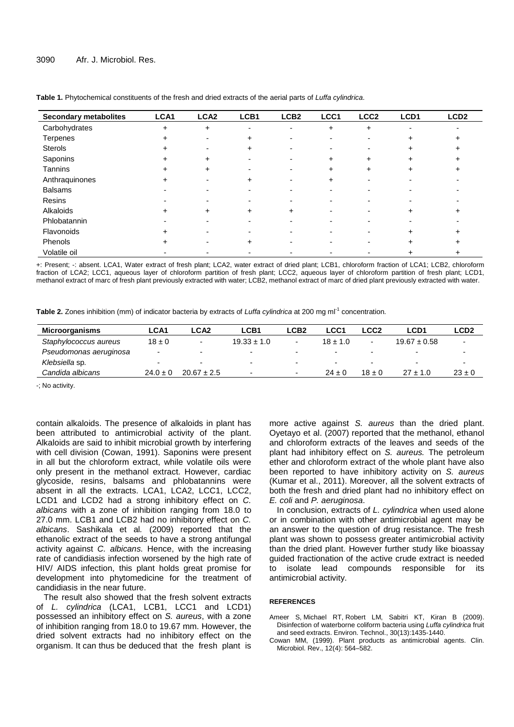**Table 1.** Phytochemical constituents of the fresh and dried extracts of the aerial parts of *Luffa cylindrica*.

| Secondary metabolites | LCA1 | LCA2 | LCB1 | LCB2 | LCC1 | LCC2 | LCD1 | LCD2 |
|---|---|---|---|---|---|---|---|---|
| Carbohydrates | + | + | - | - | + | + | - | - |
| Terpenes | + | - | + | - | - | - | + | + |
| Sterols | + | - | + | - | - | - | + | + |
| Saponins | + | + | - | - | + | + | + | + |
| Tannins | + | + | - | - | + | + | + | + |
| Anthraquinones | + | - | + | - | + | - | - | - |
| Balsams | - | - | - | - | - | - | - | - |
| Resins | - | - | - | - | - | - | - | - |
| Alkaloids | + | + | + | + | - | - | + | + |
| Phlobatannin | - | - | - | - | - | - | - | - |
| Flavonoids | + | - | - | - | - | - | + | + |
| Phenols | + | - | + | - | - | - | + | + |
| Volatile oil | - | - | - | - | - | - | + | + |

+: Present; -: absent. LCA1, Water extract of fresh plant; LCA2, water extract of dried plant; LCB1, chloroform fraction of LCA1; LCB2, chloroform fraction of LCA2; LCC1, aqueous layer of chloroform partition of fresh plant; LCC2, aqueous layer of chloroform partition of fresh plant; LCD1, methanol extract of marc of fresh plant previously extracted with water; LCB2, methanol extract of marc of dried plant previously extracted with water.

**Table 2.** Zones inhibition (mm) of indicator bacteria by extracts of *Luffa cylindrica* at 200 mg ml$^{-1}$ concentration.

| Microorganisms | LCA1 | LCA2 | LCB1 | LCB2 | LCC1 | LCC2 | LCD1 | LCD2 |
|---|---|---|---|---|---|---|---|---|
| *Staphylococcus aureus* | 18 ± 0 | - | 19.33 ± 1.0 | - | 18 ± 1.0 | - | 19.67 ± 0.58 | - |
| *Pseudomonas aeruginosa* | - | - | - | - | - | - | - | - |
| *Klebsiella* sp. | - | - | - | - | - | - | - | - |
| *Candida albicans* | 24.0 ± 0 | 20.67 ± 2.5 | - | - | 24 ± 0 | 18 ± 0 | 27 ± 1.0 | 23 ± 0 |

-; No activity.

contain alkaloids. The presence of alkaloids in plant has been attributed to antimicrobial activity of the plant. Alkaloids are said to inhibit microbial growth by interfering with cell division (Cowan, 1991). Saponins were present in all but the chloroform extract, while volatile oils were only present in the methanol extract. However, cardiac glycoside, resins, balsams and phlobatannins were absent in all the extracts. LCA1, LCA2, LCC1, LCC2, LCD1 and LCD2 had a strong inhibitory effect on *C. albicans* with a zone of inhibition ranging from 18.0 to 27.0 mm. LCB1 and LCB2 had no inhibitory effect on *C. albicans*. Sashikala et al. (2009) reported that the ethanolic extract of the seeds to have a strong antifungal activity against *C. albicans.* Hence, with the increasing rate of candidiasis infection worsened by the high rate of HIV/ AIDS infection, this plant holds great promise for development into phytomedicine for the treatment of candidiasis in the near future.

The result also showed that the fresh solvent extracts of *L. cylindrica* (LCA1, LCB1, LCC1 and LCD1) possessed an inhibitory effect on *S. aureus*, with a zone of inhibition ranging from 18.0 to 19.67 mm. However, the dried solvent extracts had no inhibitory effect on the organism. It can thus be deduced that the fresh plant is more active against *S. aureus* than the dried plant. Oyetayo et al. (2007) reported that the methanol, ethanol and chloroform extracts of the leaves and seeds of the plant had inhibitory effect on *S. aureus.* The petroleum ether and chloroform extract of the whole plant have also been reported to have inhibitory activity on *S. aureus* (Kumar et al., 2011). Moreover, all the solvent extracts of both the fresh and dried plant had no inhibitory effect on *E. coli* and *P. aeruginosa*.

In conclusion, extracts of *L. cylindrica* when used alone or in combination with other antimicrobial agent may be an answer to the question of drug resistance. The fresh plant was shown to possess greater antimicrobial activity than the dried plant. However further study like bioassay guided fractionation of the active crude extract is needed to isolate lead compounds responsible for its antimicrobial activity.

**REFERENCES**

Ameer S, Michael RT, Robert LM, Sabitri KT, Kiran B (2009). Disinfection of waterborne coliform bacteria using *Luffa cylindrica* fruit and seed extracts. Environ. Technol., 30(13):1435-1440.

Cowan MM, (1999). Plant products as antimicrobial agents. Clin. Microbiol. Rev., 12(4): 564–582.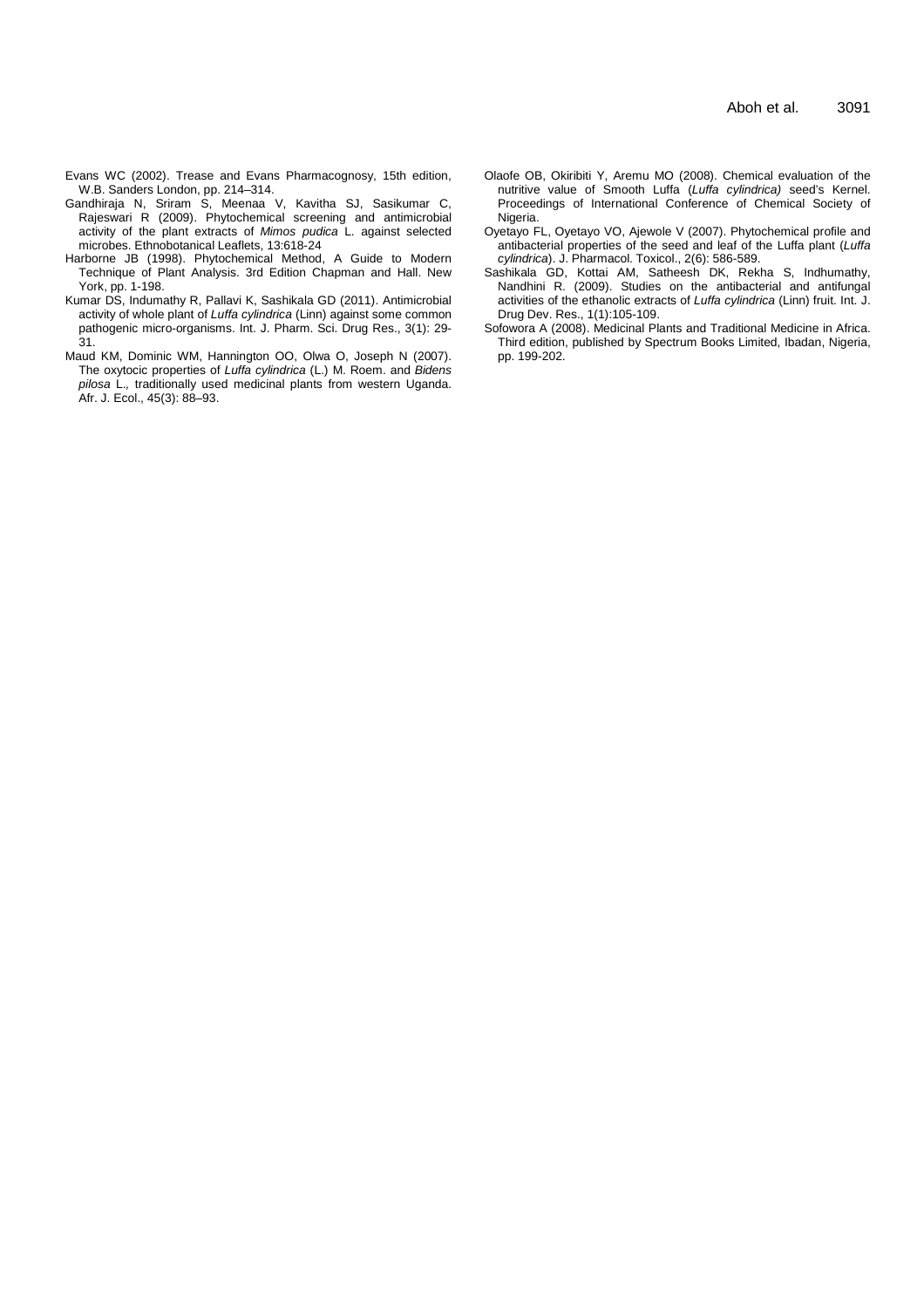Evans WC (2002). Trease and Evans Pharmacognosy, 15th edition, W.B. Sanders London, pp. 214–314.

Gandhiraja N, Sriram S, Meenaa V, Kavitha SJ, Sasikumar C, Rajeswari R (2009). Phytochemical screening and antimicrobial activity of the plant extracts of *Mimos pudica* L. against selected microbes. Ethnobotanical Leaflets, 13:618-24

Harborne JB (1998). Phytochemical Method, A Guide to Modern Technique of Plant Analysis. 3rd Edition Chapman and Hall. New York, pp. 1-198.

Kumar DS, Indumathy R, Pallavi K, Sashikala GD (2011). Antimicrobial activity of whole plant of *Luffa cylindrica* (Linn) against some common pathogenic micro-organisms. Int. J. Pharm. Sci. Drug Res., 3(1): 29-31.

Maud KM, Dominic WM, Hannington OO, Olwa O, Joseph N (2007). The oxytocic properties of *Luffa cylindrica* (L.) M. Roem. and *Bidens pilosa* L., traditionally used medicinal plants from western Uganda. Afr. J. Ecol., 45(3): 88–93.

Olaofe OB, Okiribiti Y, Aremu MO (2008). Chemical evaluation of the nutritive value of Smooth Luffa (*Luffa cylindrica)* seed's Kernel. Proceedings of International Conference of Chemical Society of Nigeria.

Oyetayo FL, Oyetayo VO, Ajewole V (2007). Phytochemical profile and antibacterial properties of the seed and leaf of the Luffa plant (*Luffa cylindrica*). J. Pharmacol. Toxicol., 2(6): 586-589.

Sashikala GD, Kottai AM, Satheesh DK, Rekha S, Indhumathy, Nandhini R. (2009). Studies on the antibacterial and antifungal activities of the ethanolic extracts of *Luffa cylindrica* (Linn) fruit. Int. J. Drug Dev. Res., 1(1):105-109.

Sofowora A (2008). Medicinal Plants and Traditional Medicine in Africa. Third edition, published by Spectrum Books Limited, Ibadan, Nigeria, pp. 199-202.